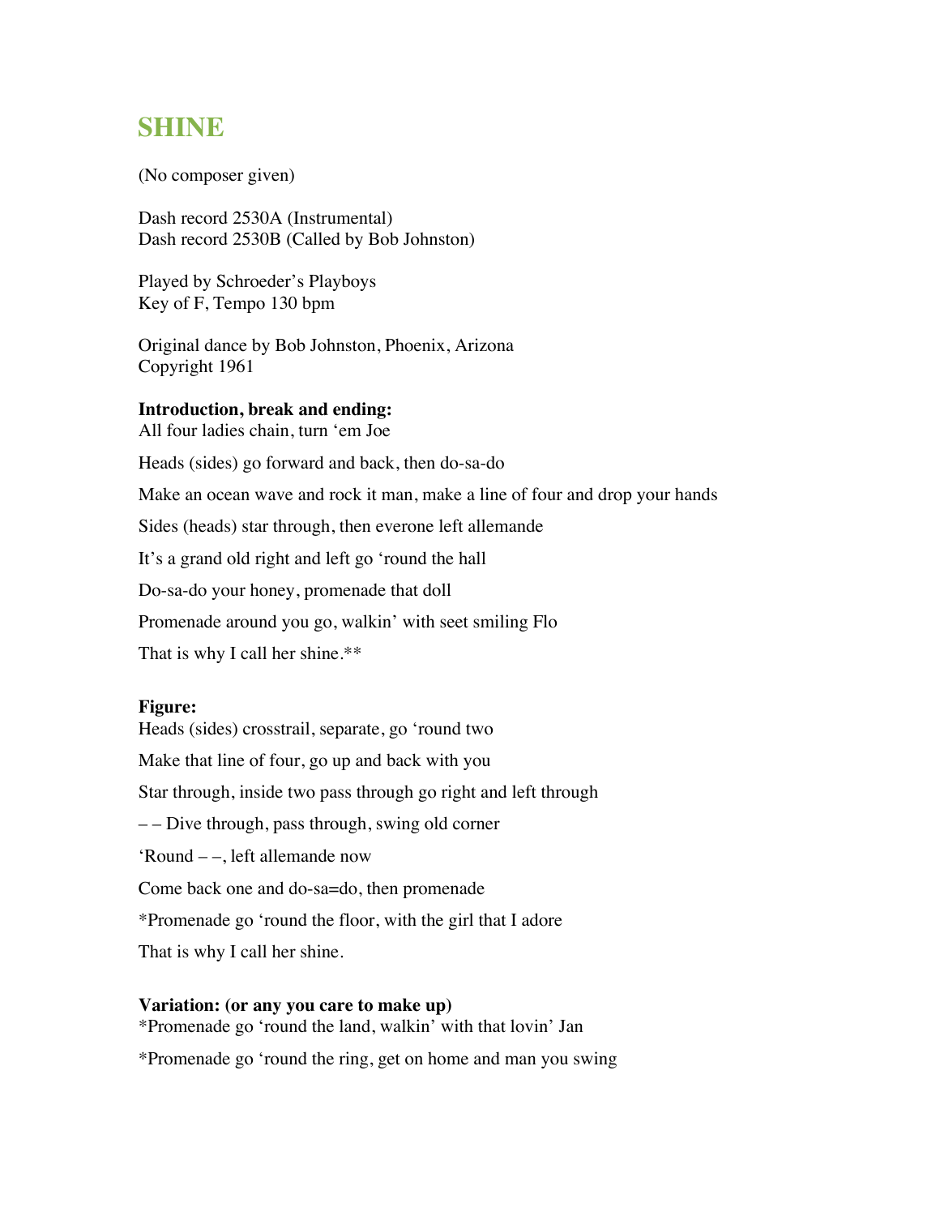# SHINE

(No composer given)

Dash record 2530A (Instrumental)
Dash record 2530B (Called by Bob Johnston)

Played by Schroeder's Playboys
Key of F, Tempo 130 bpm

Original dance by Bob Johnston, Phoenix, Arizona
Copyright 1961

**Introduction, break and ending:**
All four ladies chain, turn 'em Joe

Heads (sides) go forward and back, then do-sa-do

Make an ocean wave and rock it man, make a line of four and drop your hands

Sides (heads) star through, then everone left allemande

It's a grand old right and left go 'round the hall

Do-sa-do your honey, promenade that doll

Promenade around you go, walkin' with seet smiling Flo

That is why I call her shine.**

**Figure:**
Heads (sides) crosstrail, separate, go 'round two

Make that line of four, go up and back with you

Star through, inside two pass through go right and left through

– – Dive through, pass through, swing old corner

'Round – –, left allemande now

Come back one and do-sa=do, then promenade

*Promenade go 'round the floor, with the girl that I adore

That is why I call her shine.

**Variation: (or any you care to make up)**
*Promenade go 'round the land, walkin' with that lovin' Jan

*Promenade go 'round the ring, get on home and man you swing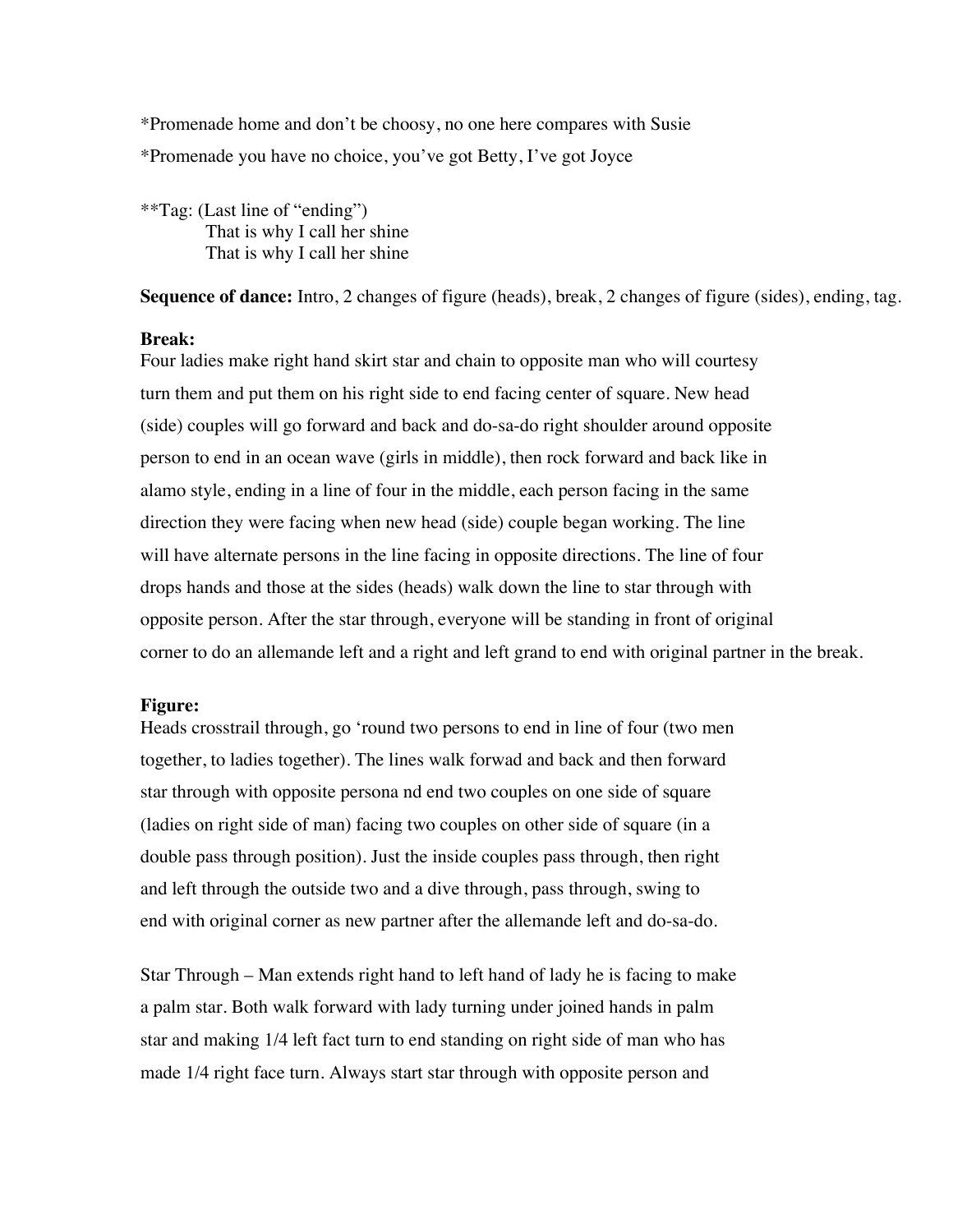*Promenade home and don't be choosy, no one here compares with Susie

*Promenade you have no choice, you've got Betty, I've got Joyce

**Tag: (Last line of "ending")

That is why I call her shine

That is why I call her shine

**Sequence of dance:** Intro, 2 changes of figure (heads), break, 2 changes of figure (sides), ending, tag.

**Break:**

Four ladies make right hand skirt star and chain to opposite man who will courtesy turn them and put them on his right side to end facing center of square. New head (side) couples will go forward and back and do-sa-do right shoulder around opposite person to end in an ocean wave (girls in middle), then rock forward and back like in alamo style, ending in a line of four in the middle, each person facing in the same direction they were facing when new head (side) couple began working. The line will have alternate persons in the line facing in opposite directions. The line of four drops hands and those at the sides (heads) walk down the line to star through with opposite person. After the star through, everyone will be standing in front of original corner to do an allemande left and a right and left grand to end with original partner in the break.

**Figure:**

Heads crosstrail through, go 'round two persons to end in line of four (two men together, to ladies together). The lines walk forwad and back and then forward star through with opposite persona nd end two couples on one side of square (ladies on right side of man) facing two couples on other side of square (in a double pass through position). Just the inside couples pass through, then right and left through the outside two and a dive through, pass through, swing to end with original corner as new partner after the allemande left and do-sa-do.

Star Through – Man extends right hand to left hand of lady he is facing to make a palm star. Both walk forward with lady turning under joined hands in palm star and making 1/4 left fact turn to end standing on right side of man who has made 1/4 right face turn. Always start star through with opposite person and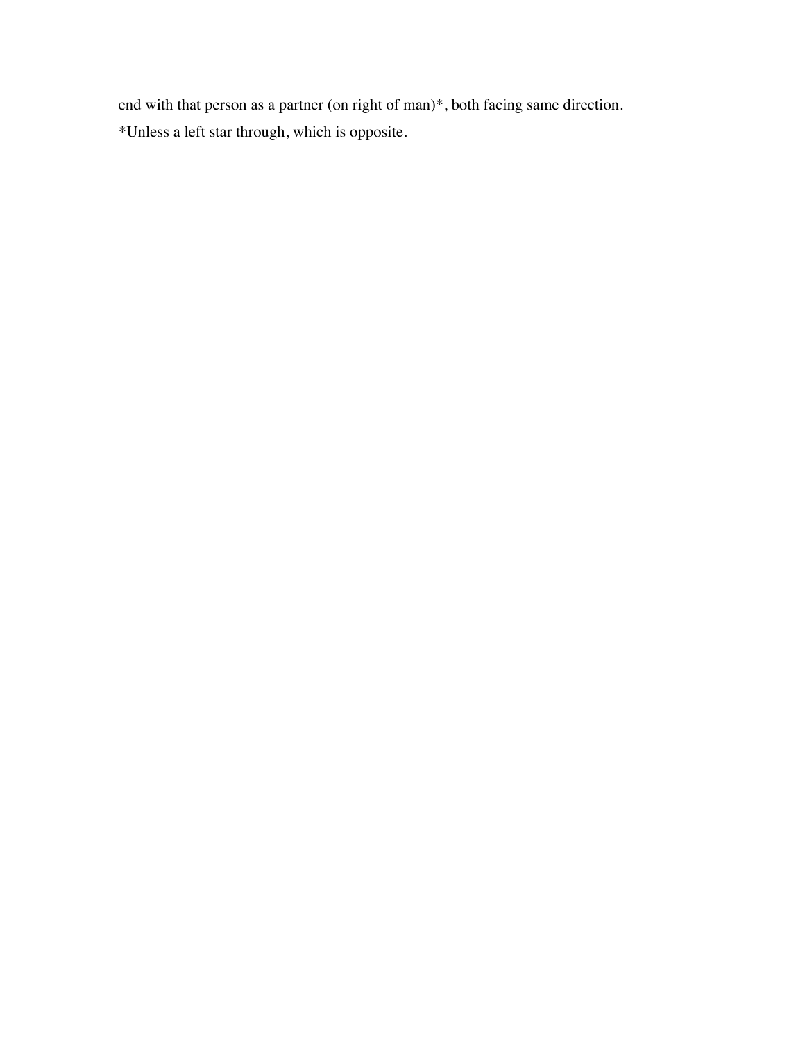end with that person as a partner (on right of man)*, both facing same direction.

*Unless a left star through, which is opposite.